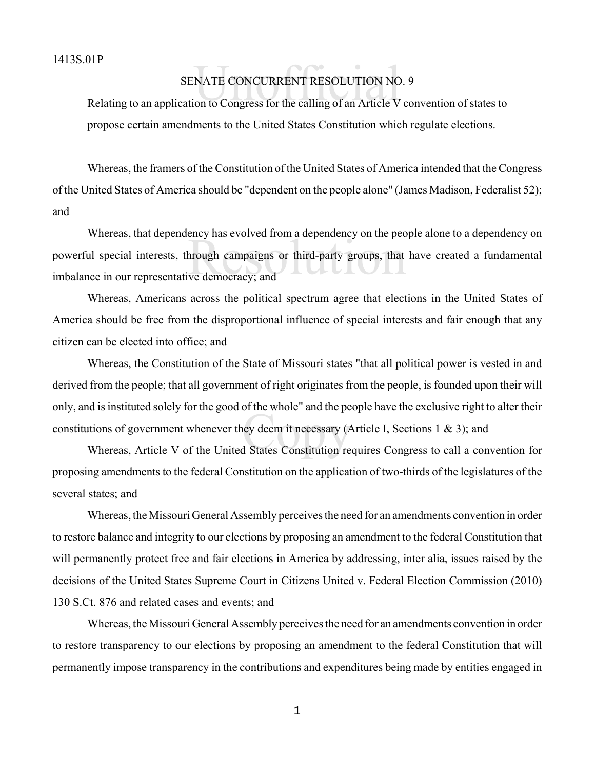1413S.01P

# SENATE CONCURRENT RESOLUTION NO. 9

Relating to an application to Congress for the calling of an Article V convention of states to propose certain amendments to the United States Constitution which regulate elections.

Whereas, the framers of the Constitution of the United States of America intended that the Congress of the United States of America should be "dependent on the people alone" (James Madison, Federalist 52); and

Whereas, that dependency has evolved from a dependency on the people alone to a dependency on powerful special interests, through campaigns or third-party groups, that have created a fundamental imbalance in our representative democracy; and

Whereas, Americans across the political spectrum agree that elections in the United States of America should be free from the disproportional influence of special interests and fair enough that any citizen can be elected into office; and

Whereas, the Constitution of the State of Missouri states "that all political power is vested in and derived from the people; that all government of right originates from the people, is founded upon their will only, and is instituted solely for the good of the whole" and the people have the exclusive right to alter their constitutions of government whenever they deem it necessary (Article I, Sections 1 & 3); and

Whereas, Article V of the United States Constitution requires Congress to call a convention for proposing amendments to the federal Constitution on the application of two-thirds of the legislatures of the several states; and

Whereas, the Missouri General Assembly perceives the need for an amendments convention in order to restore balance and integrity to our elections by proposing an amendment to the federal Constitution that will permanently protect free and fair elections in America by addressing, inter alia, issues raised by the decisions of the United States Supreme Court in Citizens United v. Federal Election Commission (2010) 130 S.Ct. 876 and related cases and events; and

Whereas, the Missouri General Assembly perceives the need for an amendments convention in order to restore transparency to our elections by proposing an amendment to the federal Constitution that will permanently impose transparency in the contributions and expenditures being made by entities engaged in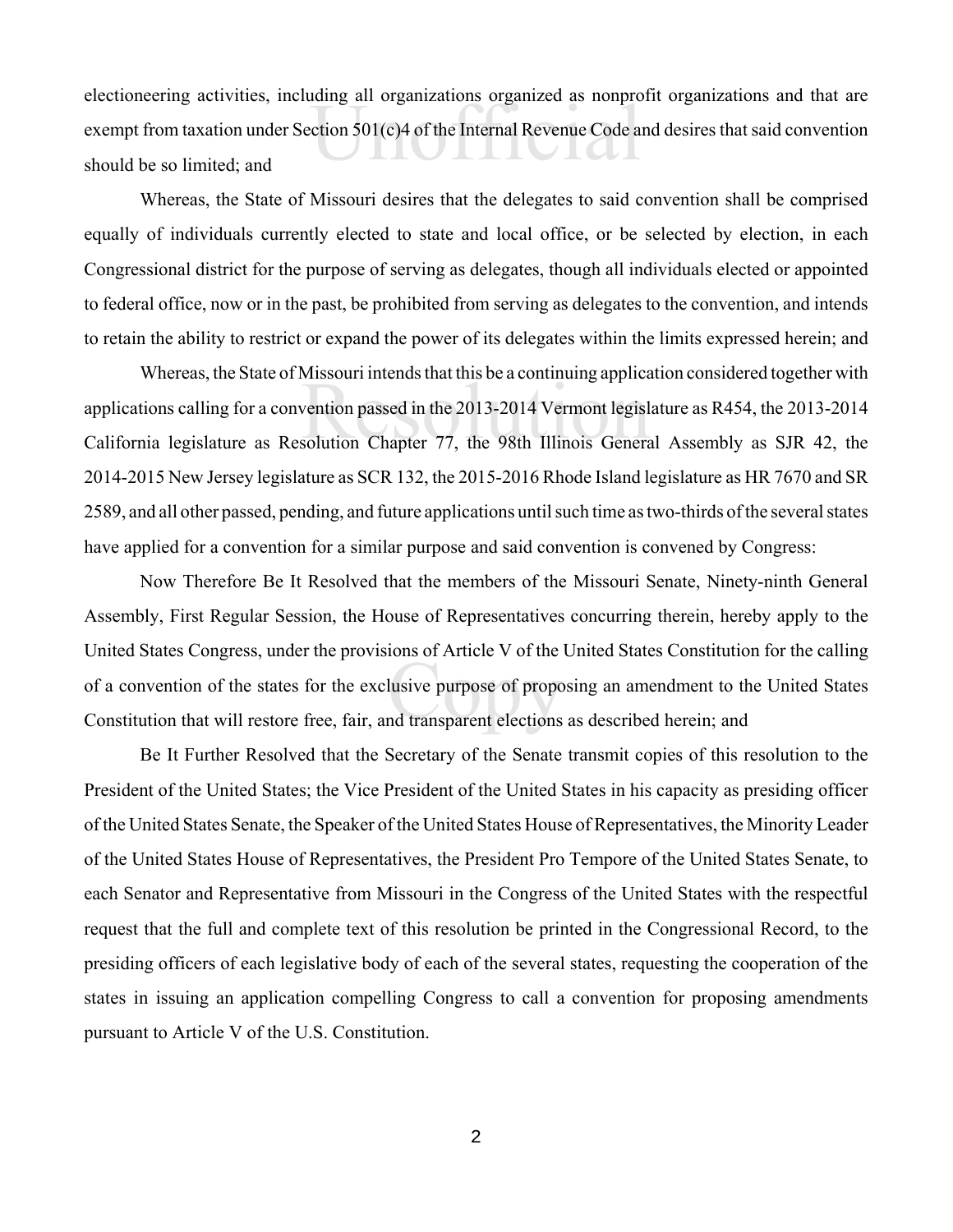electioneering activities, including all organizations organized as nonprofit organizations and that are exempt from taxation under Section 501(c)4 of the Internal Revenue Code and desires that said convention should be so limited; and

Whereas, the State of Missouri desires that the delegates to said convention shall be comprised equally of individuals currently elected to state and local office, or be selected by election, in each Congressional district for the purpose of serving as delegates, though all individuals elected or appointed to federal office, now or in the past, be prohibited from serving as delegates to the convention, and intends to retain the ability to restrict or expand the power of its delegates within the limits expressed herein; and

Whereas, the State of Missouri intends that this be a continuing application considered together with applications calling for a convention passed in the 2013-2014 Vermont legislature as R454, the 2013-2014 California legislature as Resolution Chapter 77, the 98th Illinois General Assembly as SJR 42, the 2014-2015 New Jersey legislature as SCR 132, the 2015-2016 Rhode Island legislature as HR 7670 and SR 2589, and all other passed, pending, and future applications until such time as two-thirds of the several states have applied for a convention for a similar purpose and said convention is convened by Congress:

Now Therefore Be It Resolved that the members of the Missouri Senate, Ninety-ninth General Assembly, First Regular Session, the House of Representatives concurring therein, hereby apply to the United States Congress, under the provisions of Article V of the United States Constitution for the calling of a convention of the states for the exclusive purpose of proposing an amendment to the United States Constitution that will restore free, fair, and transparent elections as described herein; and

Be It Further Resolved that the Secretary of the Senate transmit copies of this resolution to the President of the United States; the Vice President of the United States in his capacity as presiding officer of the United States Senate, the Speaker of the United States House of Representatives, the Minority Leader of the United States House of Representatives, the President Pro Tempore of the United States Senate, to each Senator and Representative from Missouri in the Congress of the United States with the respectful request that the full and complete text of this resolution be printed in the Congressional Record, to the presiding officers of each legislative body of each of the several states, requesting the cooperation of the states in issuing an application compelling Congress to call a convention for proposing amendments pursuant to Article V of the U.S. Constitution.